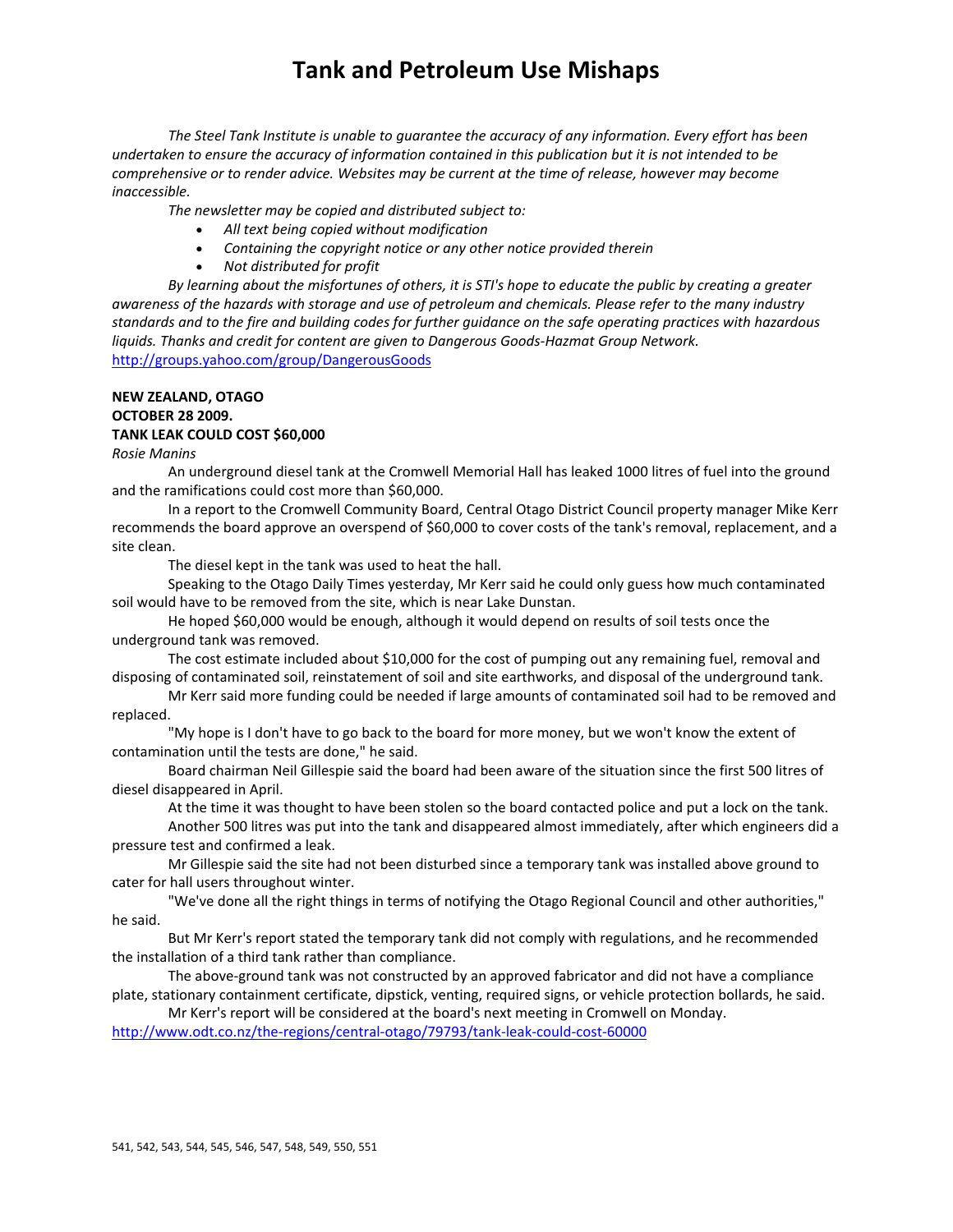# Tank and Petroleum Use Mishaps

*The Steel Tank Institute is unable to guarantee the accuracy of any information. Every effort has been undertaken to ensure the accuracy of information contained in this publication but it is not intended to be comprehensive or to render advice. Websites may be current at the time of release, however may become inaccessible.*

*The newsletter may be copied and distributed subject to:*

- *All text being copied without modification*
- *Containing the copyright notice or any other notice provided therein*
- *Not distributed for profit*

*By learning about the misfortunes of others, it is STI's hope to educate the public by creating a greater awareness of the hazards with storage and use of petroleum and chemicals. Please refer to the many industry standards and to the fire and building codes for further guidance on the safe operating practices with hazardous liquids. Thanks and credit for content are given to Dangerous Goods-Hazmat Group Network.*
http://groups.yahoo.com/group/DangerousGoods

**NEW ZEALAND, OTAGO**
**OCTOBER 28 2009.**
**TANK LEAK COULD COST $60,000**

*Rosie Manins*

An underground diesel tank at the Cromwell Memorial Hall has leaked 1000 litres of fuel into the ground and the ramifications could cost more than $60,000.

In a report to the Cromwell Community Board, Central Otago District Council property manager Mike Kerr recommends the board approve an overspend of $60,000 to cover costs of the tank's removal, replacement, and a site clean.

The diesel kept in the tank was used to heat the hall.

Speaking to the Otago Daily Times yesterday, Mr Kerr said he could only guess how much contaminated soil would have to be removed from the site, which is near Lake Dunstan.

He hoped $60,000 would be enough, although it would depend on results of soil tests once the underground tank was removed.

The cost estimate included about $10,000 for the cost of pumping out any remaining fuel, removal and disposing of contaminated soil, reinstatement of soil and site earthworks, and disposal of the underground tank.

Mr Kerr said more funding could be needed if large amounts of contaminated soil had to be removed and replaced.

"My hope is I don't have to go back to the board for more money, but we won't know the extent of contamination until the tests are done," he said.

Board chairman Neil Gillespie said the board had been aware of the situation since the first 500 litres of diesel disappeared in April.

At the time it was thought to have been stolen so the board contacted police and put a lock on the tank.

Another 500 litres was put into the tank and disappeared almost immediately, after which engineers did a pressure test and confirmed a leak.

Mr Gillespie said the site had not been disturbed since a temporary tank was installed above ground to cater for hall users throughout winter.

"We've done all the right things in terms of notifying the Otago Regional Council and other authorities," he said.

But Mr Kerr's report stated the temporary tank did not comply with regulations, and he recommended the installation of a third tank rather than compliance.

The above-ground tank was not constructed by an approved fabricator and did not have a compliance plate, stationary containment certificate, dipstick, venting, required signs, or vehicle protection bollards, he said.

Mr Kerr's report will be considered at the board's next meeting in Cromwell on Monday.
http://www.odt.co.nz/the-regions/central-otago/79793/tank-leak-could-cost-60000

541, 542, 543, 544, 545, 546, 547, 548, 549, 550, 551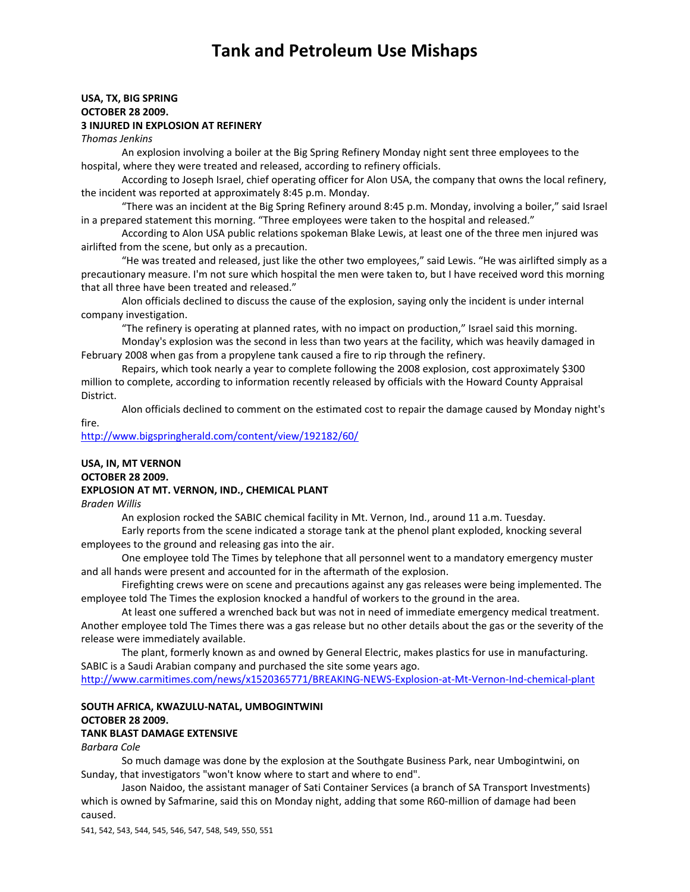# Tank and Petroleum Use Mishaps

**USA, TX, BIG SPRING**
**OCTOBER 28 2009.**
**3 INJURED IN EXPLOSION AT REFINERY**
*Thomas Jenkins*

An explosion involving a boiler at the Big Spring Refinery Monday night sent three employees to the hospital, where they were treated and released, according to refinery officials.

According to Joseph Israel, chief operating officer for Alon USA, the company that owns the local refinery, the incident was reported at approximately 8:45 p.m. Monday.

"There was an incident at the Big Spring Refinery around 8:45 p.m. Monday, involving a boiler," said Israel in a prepared statement this morning. "Three employees were taken to the hospital and released."

According to Alon USA public relations spokeman Blake Lewis, at least one of the three men injured was airlifted from the scene, but only as a precaution.

"He was treated and released, just like the other two employees," said Lewis. "He was airlifted simply as a precautionary measure. I'm not sure which hospital the men were taken to, but I have received word this morning that all three have been treated and released."

Alon officials declined to discuss the cause of the explosion, saying only the incident is under internal company investigation.

"The refinery is operating at planned rates, with no impact on production," Israel said this morning.

Monday's explosion was the second in less than two years at the facility, which was heavily damaged in February 2008 when gas from a propylene tank caused a fire to rip through the refinery.

Repairs, which took nearly a year to complete following the 2008 explosion, cost approximately $300 million to complete, according to information recently released by officials with the Howard County Appraisal District.

Alon officials declined to comment on the estimated cost to repair the damage caused by Monday night's fire.

http://www.bigspringherald.com/content/view/192182/60/

**USA, IN, MT VERNON**
**OCTOBER 28 2009.**
**EXPLOSION AT MT. VERNON, IND., CHEMICAL PLANT**
*Braden Willis*

An explosion rocked the SABIC chemical facility in Mt. Vernon, Ind., around 11 a.m. Tuesday.

Early reports from the scene indicated a storage tank at the phenol plant exploded, knocking several employees to the ground and releasing gas into the air.

One employee told The Times by telephone that all personnel went to a mandatory emergency muster and all hands were present and accounted for in the aftermath of the explosion.

Firefighting crews were on scene and precautions against any gas releases were being implemented. The employee told The Times the explosion knocked a handful of workers to the ground in the area.

At least one suffered a wrenched back but was not in need of immediate emergency medical treatment. Another employee told The Times there was a gas release but no other details about the gas or the severity of the release were immediately available.

The plant, formerly known as and owned by General Electric, makes plastics for use in manufacturing. SABIC is a Saudi Arabian company and purchased the site some years ago.

http://www.carmitimes.com/news/x1520365771/BREAKING-NEWS-Explosion-at-Mt-Vernon-Ind-chemical-plant

**SOUTH AFRICA, KWAZULU-NATAL, UMBOGINTWINI**
**OCTOBER 28 2009.**
**TANK BLAST DAMAGE EXTENSIVE**
*Barbara Cole*

So much damage was done by the explosion at the Southgate Business Park, near Umbogintwini, on Sunday, that investigators "won't know where to start and where to end".

Jason Naidoo, the assistant manager of Sati Container Services (a branch of SA Transport Investments) which is owned by Safmarine, said this on Monday night, adding that some R60-million of damage had been caused.

541, 542, 543, 544, 545, 546, 547, 548, 549, 550, 551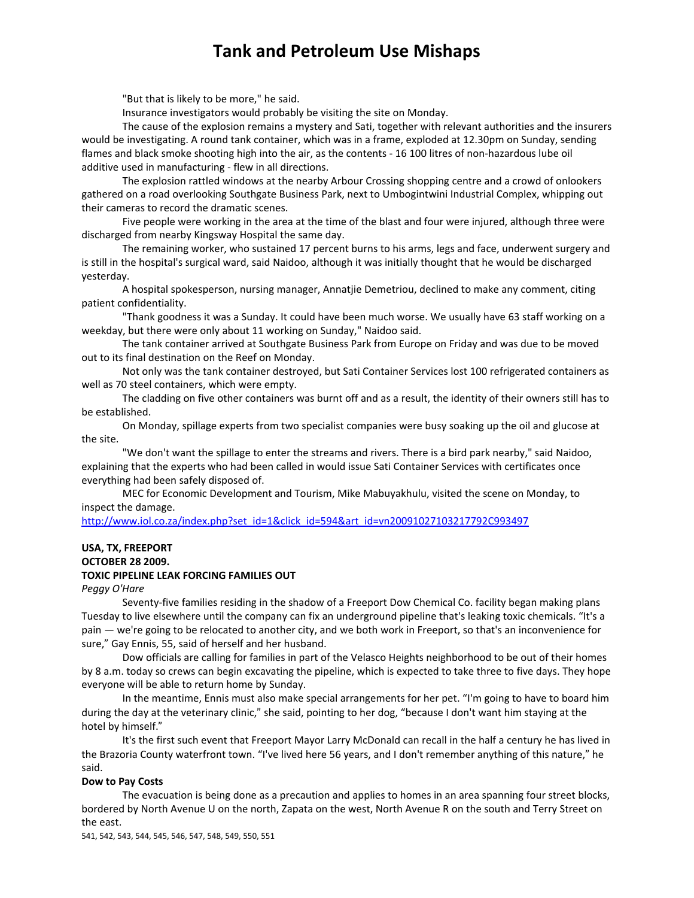"But that is likely to be more," he said.

Insurance investigators would probably be visiting the site on Monday.

The cause of the explosion remains a mystery and Sati, together with relevant authorities and the insurers would be investigating. A round tank container, which was in a frame, exploded at 12.30pm on Sunday, sending flames and black smoke shooting high into the air, as the contents - 16 100 litres of non-hazardous lube oil additive used in manufacturing - flew in all directions.

The explosion rattled windows at the nearby Arbour Crossing shopping centre and a crowd of onlookers gathered on a road overlooking Southgate Business Park, next to Umbogintwini Industrial Complex, whipping out their cameras to record the dramatic scenes.

Five people were working in the area at the time of the blast and four were injured, although three were discharged from nearby Kingsway Hospital the same day.

The remaining worker, who sustained 17 percent burns to his arms, legs and face, underwent surgery and is still in the hospital's surgical ward, said Naidoo, although it was initially thought that he would be discharged yesterday.

A hospital spokesperson, nursing manager, Annatjie Demetriou, declined to make any comment, citing patient confidentiality.

"Thank goodness it was a Sunday. It could have been much worse. We usually have 63 staff working on a weekday, but there were only about 11 working on Sunday," Naidoo said.

The tank container arrived at Southgate Business Park from Europe on Friday and was due to be moved out to its final destination on the Reef on Monday.

Not only was the tank container destroyed, but Sati Container Services lost 100 refrigerated containers as well as 70 steel containers, which were empty.

The cladding on five other containers was burnt off and as a result, the identity of their owners still has to be established.

On Monday, spillage experts from two specialist companies were busy soaking up the oil and glucose at the site.

"We don't want the spillage to enter the streams and rivers. There is a bird park nearby," said Naidoo, explaining that the experts who had been called in would issue Sati Container Services with certificates once everything had been safely disposed of.

MEC for Economic Development and Tourism, Mike Mabuyakhulu, visited the scene on Monday, to inspect the damage.

http://www.iol.co.za/index.php?set_id=1&click_id=594&art_id=vn20091027103217792C993497

**USA, TX, FREEPORT**
**OCTOBER 28 2009.**
**TOXIC PIPELINE LEAK FORCING FAMILIES OUT**

*Peggy O'Hare*

Seventy-five families residing in the shadow of a Freeport Dow Chemical Co. facility began making plans Tuesday to live elsewhere until the company can fix an underground pipeline that's leaking toxic chemicals. "It's a pain — we're going to be relocated to another city, and we both work in Freeport, so that's an inconvenience for sure," Gay Ennis, 55, said of herself and her husband.

Dow officials are calling for families in part of the Velasco Heights neighborhood to be out of their homes by 8 a.m. today so crews can begin excavating the pipeline, which is expected to take three to five days. They hope everyone will be able to return home by Sunday.

In the meantime, Ennis must also make special arrangements for her pet. "I'm going to have to board him during the day at the veterinary clinic," she said, pointing to her dog, "because I don't want him staying at the hotel by himself."

It's the first such event that Freeport Mayor Larry McDonald can recall in the half a century he has lived in the Brazoria County waterfront town. "I've lived here 56 years, and I don't remember anything of this nature," he said.

**Dow to Pay Costs**

The evacuation is being done as a precaution and applies to homes in an area spanning four street blocks, bordered by North Avenue U on the north, Zapata on the west, North Avenue R on the south and Terry Street on the east.

541, 542, 543, 544, 545, 546, 547, 548, 549, 550, 551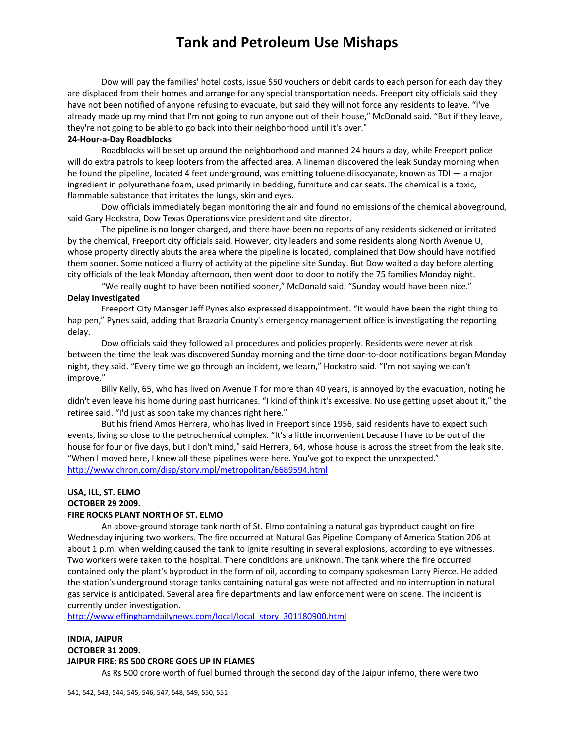Dow will pay the families' hotel costs, issue $50 vouchers or debit cards to each person for each day they are displaced from their homes and arrange for any special transportation needs. Freeport city officials said they have not been notified of anyone refusing to evacuate, but said they will not force any residents to leave. "I've already made up my mind that I'm not going to run anyone out of their house," McDonald said. "But if they leave, they're not going to be able to go back into their neighborhood until it's over."

**24-Hour-a-Day Roadblocks**

Roadblocks will be set up around the neighborhood and manned 24 hours a day, while Freeport police will do extra patrols to keep looters from the affected area. A lineman discovered the leak Sunday morning when he found the pipeline, located 4 feet underground, was emitting toluene diisocyanate, known as TDI — a major ingredient in polyurethane foam, used primarily in bedding, furniture and car seats. The chemical is a toxic, flammable substance that irritates the lungs, skin and eyes.

Dow officials immediately began monitoring the air and found no emissions of the chemical aboveground, said Gary Hockstra, Dow Texas Operations vice president and site director.

The pipeline is no longer charged, and there have been no reports of any residents sickened or irritated by the chemical, Freeport city officials said. However, city leaders and some residents along North Avenue U, whose property directly abuts the area where the pipeline is located, complained that Dow should have notified them sooner. Some noticed a flurry of activity at the pipeline site Sunday. But Dow waited a day before alerting city officials of the leak Monday afternoon, then went door to door to notify the 75 families Monday night.

"We really ought to have been notified sooner," McDonald said. "Sunday would have been nice."

**Delay Investigated**

Freeport City Manager Jeff Pynes also expressed disappointment. "It would have been the right thing to hap pen," Pynes said, adding that Brazoria County's emergency management office is investigating the reporting delay.

Dow officials said they followed all procedures and policies properly. Residents were never at risk between the time the leak was discovered Sunday morning and the time door-to-door notifications began Monday night, they said. "Every time we go through an incident, we learn," Hockstra said. "I'm not saying we can't improve."

Billy Kelly, 65, who has lived on Avenue T for more than 40 years, is annoyed by the evacuation, noting he didn't even leave his home during past hurricanes. "I kind of think it's excessive. No use getting upset about it," the retiree said. "I'd just as soon take my chances right here."

But his friend Amos Herrera, who has lived in Freeport since 1956, said residents have to expect such events, living so close to the petrochemical complex. "It's a little inconvenient because I have to be out of the house for four or five days, but I don't mind," said Herrera, 64, whose house is across the street from the leak site. "When I moved here, I knew all these pipelines were here. You've got to expect the unexpected."
http://www.chron.com/disp/story.mpl/metropolitan/6689594.html

**USA, ILL, ST. ELMO**
**OCTOBER 29 2009.**
**FIRE ROCKS PLANT NORTH OF ST. ELMO**

An above-ground storage tank north of St. Elmo containing a natural gas byproduct caught on fire Wednesday injuring two workers. The fire occurred at Natural Gas Pipeline Company of America Station 206 at about 1 p.m. when welding caused the tank to ignite resulting in several explosions, according to eye witnesses. Two workers were taken to the hospital. There conditions are unknown. The tank where the fire occurred contained only the plant's byproduct in the form of oil, according to company spokesman Larry Pierce. He added the station's underground storage tanks containing natural gas were not affected and no interruption in natural gas service is anticipated. Several area fire departments and law enforcement were on scene. The incident is currently under investigation.
http://www.effinghamdailynews.com/local/local_story_301180900.html

**INDIA, JAIPUR**
**OCTOBER 31 2009.**
**JAIPUR FIRE: RS 500 CRORE GOES UP IN FLAMES**

As Rs 500 crore worth of fuel burned through the second day of the Jaipur inferno, there were two

541, 542, 543, 544, 545, 546, 547, 548, 549, 550, 551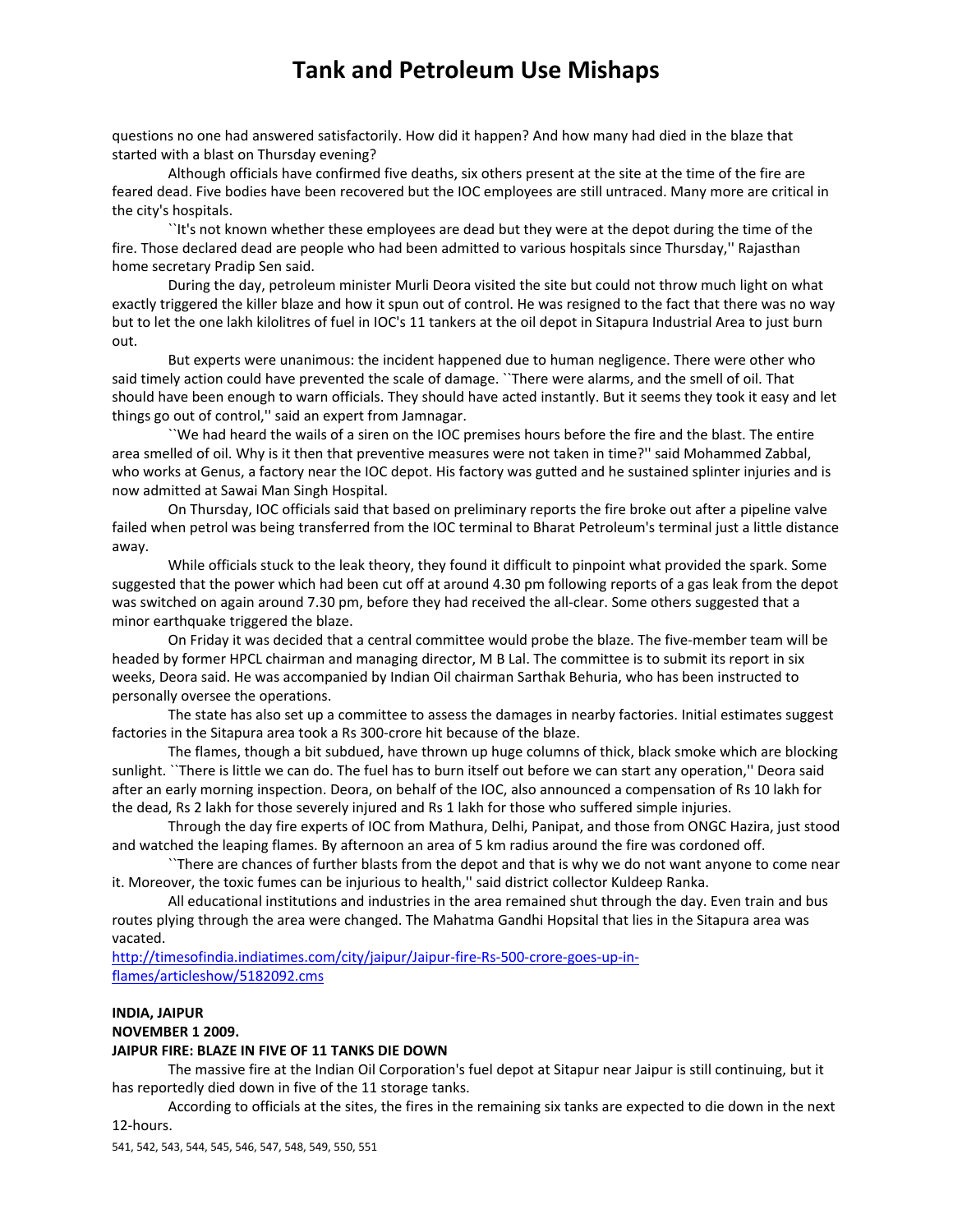questions no one had answered satisfactorily. How did it happen? And how many had died in the blaze that started with a blast on Thursday evening?

Although officials have confirmed five deaths, six others present at the site at the time of the fire are feared dead. Five bodies have been recovered but the IOC employees are still untraced. Many more are critical in the city's hospitals.

``It's not known whether these employees are dead but they were at the depot during the time of the fire. Those declared dead are people who had been admitted to various hospitals since Thursday,'' Rajasthan home secretary Pradip Sen said.

During the day, petroleum minister Murli Deora visited the site but could not throw much light on what exactly triggered the killer blaze and how it spun out of control. He was resigned to the fact that there was no way but to let the one lakh kilolitres of fuel in IOC's 11 tankers at the oil depot in Sitapura Industrial Area to just burn out.

But experts were unanimous: the incident happened due to human negligence. There were other who said timely action could have prevented the scale of damage. ``There were alarms, and the smell of oil. That should have been enough to warn officials. They should have acted instantly. But it seems they took it easy and let things go out of control,'' said an expert from Jamnagar.

``We had heard the wails of a siren on the IOC premises hours before the fire and the blast. The entire area smelled of oil. Why is it then that preventive measures were not taken in time?'' said Mohammed Zabbal, who works at Genus, a factory near the IOC depot. His factory was gutted and he sustained splinter injuries and is now admitted at Sawai Man Singh Hospital.

On Thursday, IOC officials said that based on preliminary reports the fire broke out after a pipeline valve failed when petrol was being transferred from the IOC terminal to Bharat Petroleum's terminal just a little distance away.

While officials stuck to the leak theory, they found it difficult to pinpoint what provided the spark. Some suggested that the power which had been cut off at around 4.30 pm following reports of a gas leak from the depot was switched on again around 7.30 pm, before they had received the all-clear. Some others suggested that a minor earthquake triggered the blaze.

On Friday it was decided that a central committee would probe the blaze. The five-member team will be headed by former HPCL chairman and managing director, M B Lal. The committee is to submit its report in six weeks, Deora said. He was accompanied by Indian Oil chairman Sarthak Behuria, who has been instructed to personally oversee the operations.

The state has also set up a committee to assess the damages in nearby factories. Initial estimates suggest factories in the Sitapura area took a Rs 300-crore hit because of the blaze.

The flames, though a bit subdued, have thrown up huge columns of thick, black smoke which are blocking sunlight. ``There is little we can do. The fuel has to burn itself out before we can start any operation,'' Deora said after an early morning inspection. Deora, on behalf of the IOC, also announced a compensation of Rs 10 lakh for the dead, Rs 2 lakh for those severely injured and Rs 1 lakh for those who suffered simple injuries.

Through the day fire experts of IOC from Mathura, Delhi, Panipat, and those from ONGC Hazira, just stood and watched the leaping flames. By afternoon an area of 5 km radius around the fire was cordoned off.

``There are chances of further blasts from the depot and that is why we do not want anyone to come near it. Moreover, the toxic fumes can be injurious to health,'' said district collector Kuldeep Ranka.

All educational institutions and industries in the area remained shut through the day. Even train and bus routes plying through the area were changed. The Mahatma Gandhi Hopsital that lies in the Sitapura area was vacated.

http://timesofindia.indiatimes.com/city/jaipur/Jaipur-fire-Rs-500-crore-goes-up-in-flames/articleshow/5182092.cms

**INDIA, JAIPUR**
**NOVEMBER 1 2009.**
**JAIPUR FIRE: BLAZE IN FIVE OF 11 TANKS DIE DOWN**

The massive fire at the Indian Oil Corporation's fuel depot at Sitapur near Jaipur is still continuing, but it has reportedly died down in five of the 11 storage tanks.

According to officials at the sites, the fires in the remaining six tanks are expected to die down in the next 12-hours.

541, 542, 543, 544, 545, 546, 547, 548, 549, 550, 551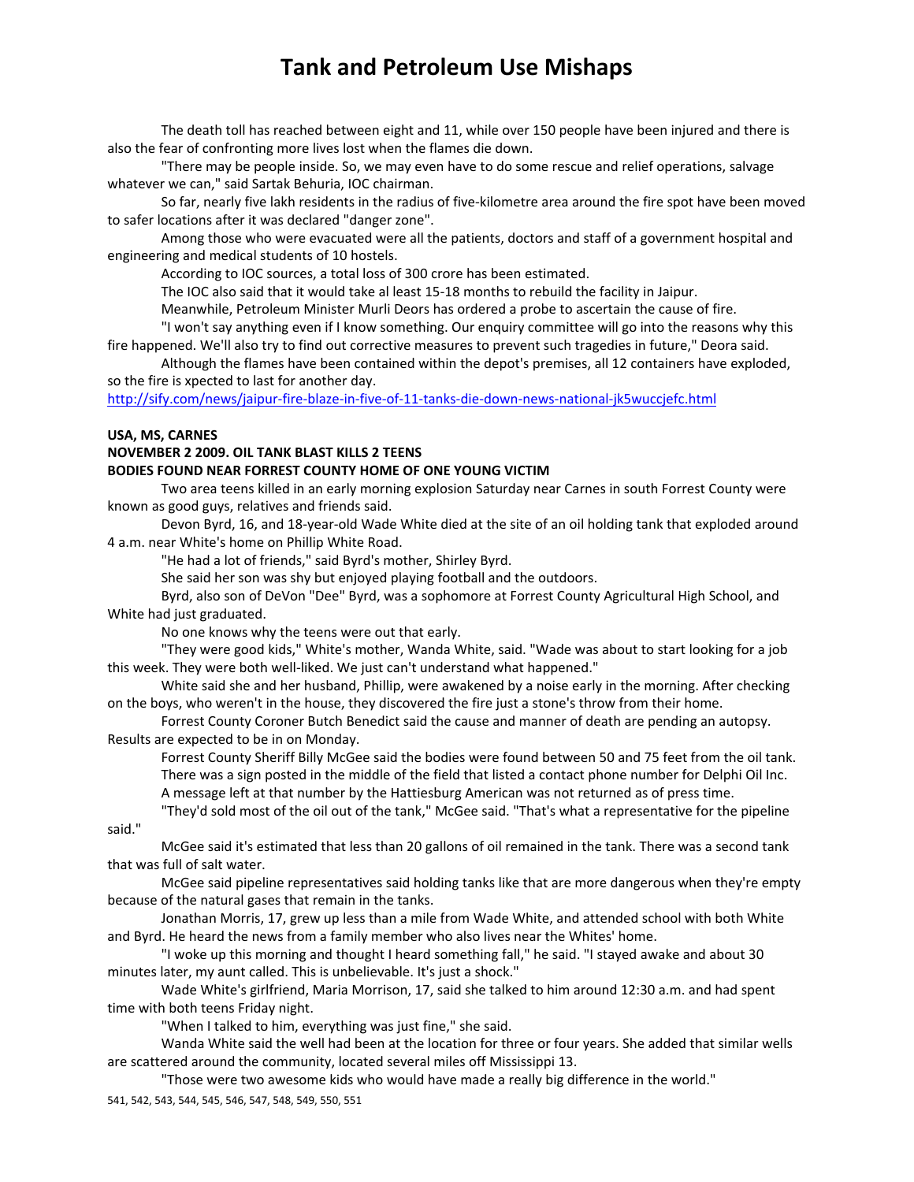The death toll has reached between eight and 11, while over 150 people have been injured and there is also the fear of confronting more lives lost when the flames die down.

"There may be people inside. So, we may even have to do some rescue and relief operations, salvage whatever we can," said Sartak Behuria, IOC chairman.

So far, nearly five lakh residents in the radius of five-kilometre area around the fire spot have been moved to safer locations after it was declared "danger zone".

Among those who were evacuated were all the patients, doctors and staff of a government hospital and engineering and medical students of 10 hostels.

According to IOC sources, a total loss of 300 crore has been estimated.

The IOC also said that it would take al least 15-18 months to rebuild the facility in Jaipur.

Meanwhile, Petroleum Minister Murli Deors has ordered a probe to ascertain the cause of fire.

"I won't say anything even if I know something. Our enquiry committee will go into the reasons why this fire happened. We'll also try to find out corrective measures to prevent such tragedies in future," Deora said.

Although the flames have been contained within the depot's premises, all 12 containers have exploded, so the fire is xpected to last for another day.

http://sify.com/news/jaipur-fire-blaze-in-five-of-11-tanks-die-down-news-national-jk5wuccjefc.html

**USA, MS, CARNES**

**NOVEMBER 2 2009. OIL TANK BLAST KILLS 2 TEENS**

**BODIES FOUND NEAR FORREST COUNTY HOME OF ONE YOUNG VICTIM**

Two area teens killed in an early morning explosion Saturday near Carnes in south Forrest County were known as good guys, relatives and friends said.

Devon Byrd, 16, and 18-year-old Wade White died at the site of an oil holding tank that exploded around 4 a.m. near White's home on Phillip White Road.

"He had a lot of friends," said Byrd's mother, Shirley Byrd.

She said her son was shy but enjoyed playing football and the outdoors.

Byrd, also son of DeVon "Dee" Byrd, was a sophomore at Forrest County Agricultural High School, and White had just graduated.

No one knows why the teens were out that early.

"They were good kids," White's mother, Wanda White, said. "Wade was about to start looking for a job this week. They were both well-liked. We just can't understand what happened."

White said she and her husband, Phillip, were awakened by a noise early in the morning. After checking on the boys, who weren't in the house, they discovered the fire just a stone's throw from their home.

Forrest County Coroner Butch Benedict said the cause and manner of death are pending an autopsy. Results are expected to be in on Monday.

Forrest County Sheriff Billy McGee said the bodies were found between 50 and 75 feet from the oil tank.

There was a sign posted in the middle of the field that listed a contact phone number for Delphi Oil Inc.

A message left at that number by the Hattiesburg American was not returned as of press time.

"They'd sold most of the oil out of the tank," McGee said. "That's what a representative for the pipeline said."

McGee said it's estimated that less than 20 gallons of oil remained in the tank. There was a second tank that was full of salt water.

McGee said pipeline representatives said holding tanks like that are more dangerous when they're empty because of the natural gases that remain in the tanks.

Jonathan Morris, 17, grew up less than a mile from Wade White, and attended school with both White and Byrd. He heard the news from a family member who also lives near the Whites' home.

"I woke up this morning and thought I heard something fall," he said. "I stayed awake and about 30 minutes later, my aunt called. This is unbelievable. It's just a shock."

Wade White's girlfriend, Maria Morrison, 17, said she talked to him around 12:30 a.m. and had spent time with both teens Friday night.

"When I talked to him, everything was just fine," she said.

Wanda White said the well had been at the location for three or four years. She added that similar wells are scattered around the community, located several miles off Mississippi 13.

"Those were two awesome kids who would have made a really big difference in the world."

541, 542, 543, 544, 545, 546, 547, 548, 549, 550, 551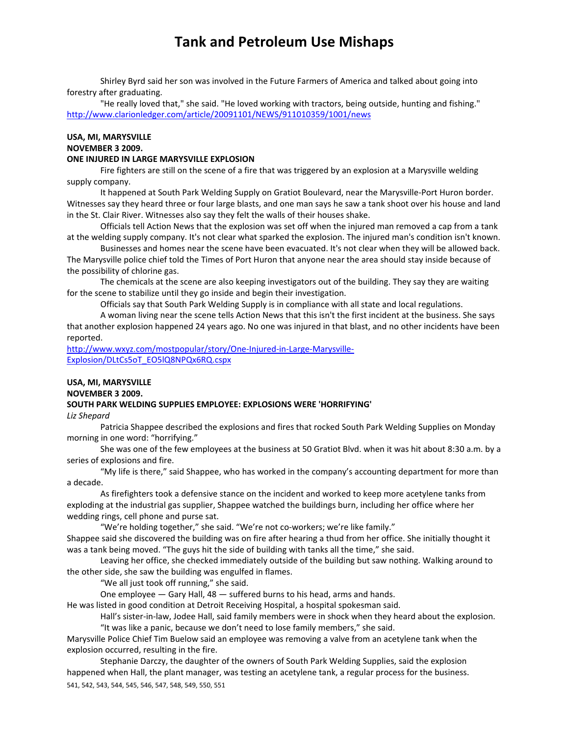Shirley Byrd said her son was involved in the Future Farmers of America and talked about going into forestry after graduating.

"He really loved that," she said. "He loved working with tractors, being outside, hunting and fishing."
http://www.clarionledger.com/article/20091101/NEWS/911010359/1001/news

**USA, MI, MARYSVILLE**
**NOVEMBER 3 2009.**
**ONE INJURED IN LARGE MARYSVILLE EXPLOSION**

Fire fighters are still on the scene of a fire that was triggered by an explosion at a Marysville welding supply company.

It happened at South Park Welding Supply on Gratiot Boulevard, near the Marysville-Port Huron border. Witnesses say they heard three or four large blasts, and one man says he saw a tank shoot over his house and land in the St. Clair River. Witnesses also say they felt the walls of their houses shake.

Officials tell Action News that the explosion was set off when the injured man removed a cap from a tank at the welding supply company. It's not clear what sparked the explosion. The injured man's condition isn't known.

Businesses and homes near the scene have been evacuated. It's not clear when they will be allowed back. The Marysville police chief told the Times of Port Huron that anyone near the area should stay inside because of the possibility of chlorine gas.

The chemicals at the scene are also keeping investigators out of the building. They say they are waiting for the scene to stabilize until they go inside and begin their investigation.

Officials say that South Park Welding Supply is in compliance with all state and local regulations.

A woman living near the scene tells Action News that this isn't the first incident at the business. She says that another explosion happened 24 years ago. No one was injured in that blast, and no other incidents have been reported.
http://www.wxyz.com/mostpopular/story/One-Injured-in-Large-Marysville-Explosion/DLtCs5oT_EO5lQ8NPQx6RQ.cspx

**USA, MI, MARYSVILLE**
**NOVEMBER 3 2009.**
**SOUTH PARK WELDING SUPPLIES EMPLOYEE: EXPLOSIONS WERE 'HORRIFYING'**
*Liz Shepard*

Patricia Shappee described the explosions and fires that rocked South Park Welding Supplies on Monday morning in one word: "horrifying."

She was one of the few employees at the business at 50 Gratiot Blvd. when it was hit about 8:30 a.m. by a series of explosions and fire.

"My life is there," said Shappee, who has worked in the company's accounting department for more than a decade.

As firefighters took a defensive stance on the incident and worked to keep more acetylene tanks from exploding at the industrial gas supplier, Shappee watched the buildings burn, including her office where her wedding rings, cell phone and purse sat.

"We're holding together," she said. "We're not co-workers; we're like family."

Shappee said she discovered the building was on fire after hearing a thud from her office. She initially thought it was a tank being moved. "The guys hit the side of building with tanks all the time," she said.

Leaving her office, she checked immediately outside of the building but saw nothing. Walking around to the other side, she saw the building was engulfed in flames.

"We all just took off running," she said.

One employee — Gary Hall, 48 — suffered burns to his head, arms and hands. He was listed in good condition at Detroit Receiving Hospital, a hospital spokesman said.

Hall's sister-in-law, Jodee Hall, said family members were in shock when they heard about the explosion.

"It was like a panic, because we don't need to lose family members," she said.

Marysville Police Chief Tim Buelow said an employee was removing a valve from an acetylene tank when the explosion occurred, resulting in the fire.

Stephanie Darczy, the daughter of the owners of South Park Welding Supplies, said the explosion happened when Hall, the plant manager, was testing an acetylene tank, a regular process for the business.

541, 542, 543, 544, 545, 546, 547, 548, 549, 550, 551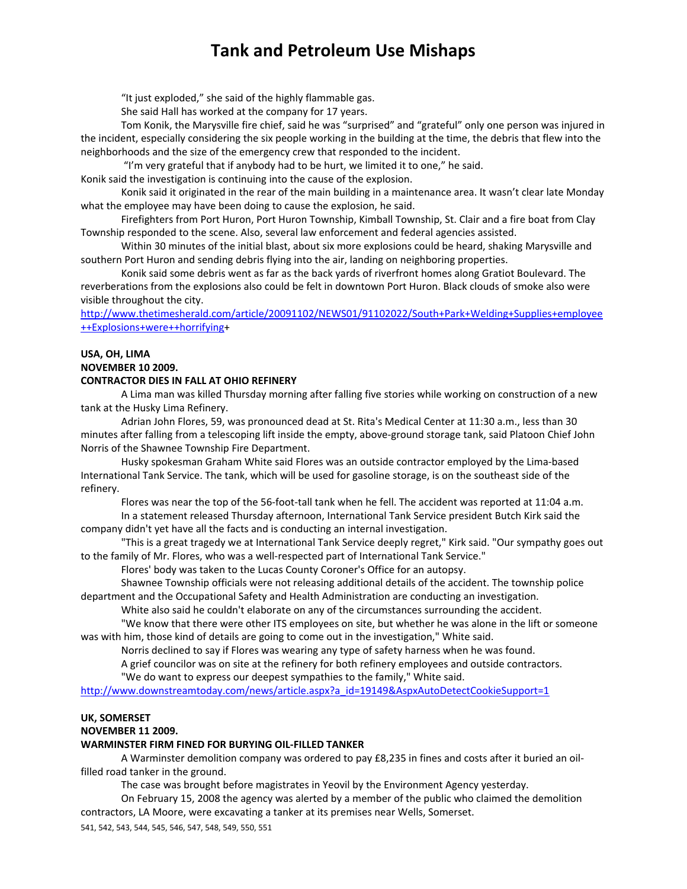"It just exploded," she said of the highly flammable gas.

She said Hall has worked at the company for 17 years.

Tom Konik, the Marysville fire chief, said he was "surprised" and "grateful" only one person was injured in the incident, especially considering the six people working in the building at the time, the debris that flew into the neighborhoods and the size of the emergency crew that responded to the incident.

"I'm very grateful that if anybody had to be hurt, we limited it to one," he said.

Konik said the investigation is continuing into the cause of the explosion.

Konik said it originated in the rear of the main building in a maintenance area. It wasn't clear late Monday what the employee may have been doing to cause the explosion, he said.

Firefighters from Port Huron, Port Huron Township, Kimball Township, St. Clair and a fire boat from Clay Township responded to the scene. Also, several law enforcement and federal agencies assisted.

Within 30 minutes of the initial blast, about six more explosions could be heard, shaking Marysville and southern Port Huron and sending debris flying into the air, landing on neighboring properties.

Konik said some debris went as far as the back yards of riverfront homes along Gratiot Boulevard. The reverberations from the explosions also could be felt in downtown Port Huron. Black clouds of smoke also were visible throughout the city.

http://www.thetimesherald.com/article/20091102/NEWS01/91102022/South+Park+Welding+Supplies+employee++Explosions+were++horrifying+

**USA, OH, LIMA**
**NOVEMBER 10 2009.**
**CONTRACTOR DIES IN FALL AT OHIO REFINERY**

A Lima man was killed Thursday morning after falling five stories while working on construction of a new tank at the Husky Lima Refinery.

Adrian John Flores, 59, was pronounced dead at St. Rita's Medical Center at 11:30 a.m., less than 30 minutes after falling from a telescoping lift inside the empty, above-ground storage tank, said Platoon Chief John Norris of the Shawnee Township Fire Department.

Husky spokesman Graham White said Flores was an outside contractor employed by the Lima-based International Tank Service. The tank, which will be used for gasoline storage, is on the southeast side of the refinery.

Flores was near the top of the 56-foot-tall tank when he fell. The accident was reported at 11:04 a.m.

In a statement released Thursday afternoon, International Tank Service president Butch Kirk said the company didn't yet have all the facts and is conducting an internal investigation.

"This is a great tragedy we at International Tank Service deeply regret," Kirk said. "Our sympathy goes out to the family of Mr. Flores, who was a well-respected part of International Tank Service."

Flores' body was taken to the Lucas County Coroner's Office for an autopsy.

Shawnee Township officials were not releasing additional details of the accident. The township police department and the Occupational Safety and Health Administration are conducting an investigation.

White also said he couldn't elaborate on any of the circumstances surrounding the accident.

"We know that there were other ITS employees on site, but whether he was alone in the lift or someone was with him, those kind of details are going to come out in the investigation," White said.

Norris declined to say if Flores was wearing any type of safety harness when he was found.

A grief councilor was on site at the refinery for both refinery employees and outside contractors.

"We do want to express our deepest sympathies to the family," White said.

http://www.downstreamtoday.com/news/article.aspx?a_id=19149&AspxAutoDetectCookieSupport=1

**UK, SOMERSET**
**NOVEMBER 11 2009.**
**WARMINSTER FIRM FINED FOR BURYING OIL-FILLED TANKER**

A Warminster demolition company was ordered to pay £8,235 in fines and costs after it buried an oil-filled road tanker in the ground.

The case was brought before magistrates in Yeovil by the Environment Agency yesterday.

On February 15, 2008 the agency was alerted by a member of the public who claimed the demolition contractors, LA Moore, were excavating a tanker at its premises near Wells, Somerset.

541, 542, 543, 544, 545, 546, 547, 548, 549, 550, 551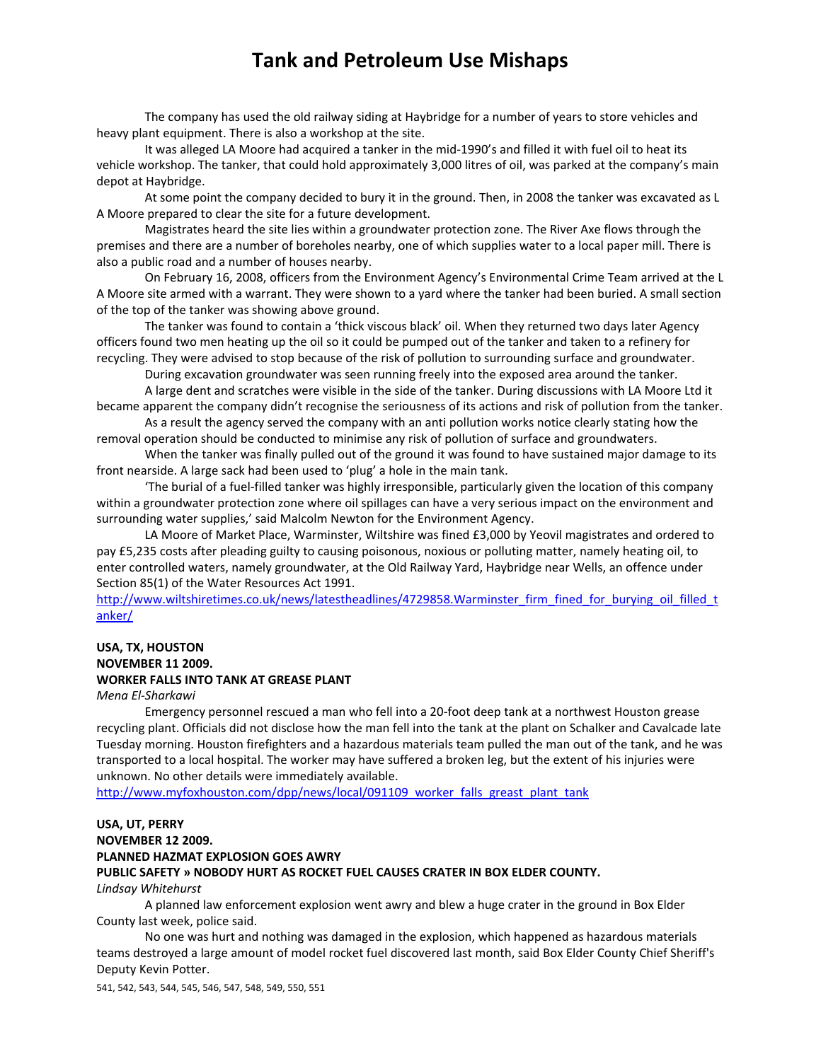The company has used the old railway siding at Haybridge for a number of years to store vehicles and heavy plant equipment. There is also a workshop at the site.

It was alleged LA Moore had acquired a tanker in the mid-1990's and filled it with fuel oil to heat its vehicle workshop. The tanker, that could hold approximately 3,000 litres of oil, was parked at the company's main depot at Haybridge.

At some point the company decided to bury it in the ground. Then, in 2008 the tanker was excavated as L A Moore prepared to clear the site for a future development.

Magistrates heard the site lies within a groundwater protection zone. The River Axe flows through the premises and there are a number of boreholes nearby, one of which supplies water to a local paper mill. There is also a public road and a number of houses nearby.

On February 16, 2008, officers from the Environment Agency's Environmental Crime Team arrived at the L A Moore site armed with a warrant. They were shown to a yard where the tanker had been buried. A small section of the top of the tanker was showing above ground.

The tanker was found to contain a 'thick viscous black' oil. When they returned two days later Agency officers found two men heating up the oil so it could be pumped out of the tanker and taken to a refinery for recycling. They were advised to stop because of the risk of pollution to surrounding surface and groundwater.

During excavation groundwater was seen running freely into the exposed area around the tanker.

A large dent and scratches were visible in the side of the tanker. During discussions with LA Moore Ltd it became apparent the company didn't recognise the seriousness of its actions and risk of pollution from the tanker.

As a result the agency served the company with an anti pollution works notice clearly stating how the removal operation should be conducted to minimise any risk of pollution of surface and groundwaters.

When the tanker was finally pulled out of the ground it was found to have sustained major damage to its front nearside. A large sack had been used to 'plug' a hole in the main tank.

'The burial of a fuel-filled tanker was highly irresponsible, particularly given the location of this company within a groundwater protection zone where oil spillages can have a very serious impact on the environment and surrounding water supplies,' said Malcolm Newton for the Environment Agency.

LA Moore of Market Place, Warminster, Wiltshire was fined £3,000 by Yeovil magistrates and ordered to pay £5,235 costs after pleading guilty to causing poisonous, noxious or polluting matter, namely heating oil, to enter controlled waters, namely groundwater, at the Old Railway Yard, Haybridge near Wells, an offence under Section 85(1) of the Water Resources Act 1991.

http://www.wiltshiretimes.co.uk/news/latestheadlines/4729858.Warminster_firm_fined_for_burying_oil_filled_tanker/

**USA, TX, HOUSTON**
**NOVEMBER 11 2009.**
**WORKER FALLS INTO TANK AT GREASE PLANT**

*Mena El-Sharkawi*

Emergency personnel rescued a man who fell into a 20-foot deep tank at a northwest Houston grease recycling plant. Officials did not disclose how the man fell into the tank at the plant on Schalker and Cavalcade late Tuesday morning. Houston firefighters and a hazardous materials team pulled the man out of the tank, and he was transported to a local hospital. The worker may have suffered a broken leg, but the extent of his injuries were unknown. No other details were immediately available.

http://www.myfoxhouston.com/dpp/news/local/091109_worker_falls_greast_plant_tank

**USA, UT, PERRY**
**NOVEMBER 12 2009.**
**PLANNED HAZMAT EXPLOSION GOES AWRY**
**PUBLIC SAFETY » NOBODY HURT AS ROCKET FUEL CAUSES CRATER IN BOX ELDER COUNTY.**

*Lindsay Whitehurst*

A planned law enforcement explosion went awry and blew a huge crater in the ground in Box Elder County last week, police said.

No one was hurt and nothing was damaged in the explosion, which happened as hazardous materials teams destroyed a large amount of model rocket fuel discovered last month, said Box Elder County Chief Sheriff's Deputy Kevin Potter.

541, 542, 543, 544, 545, 546, 547, 548, 549, 550, 551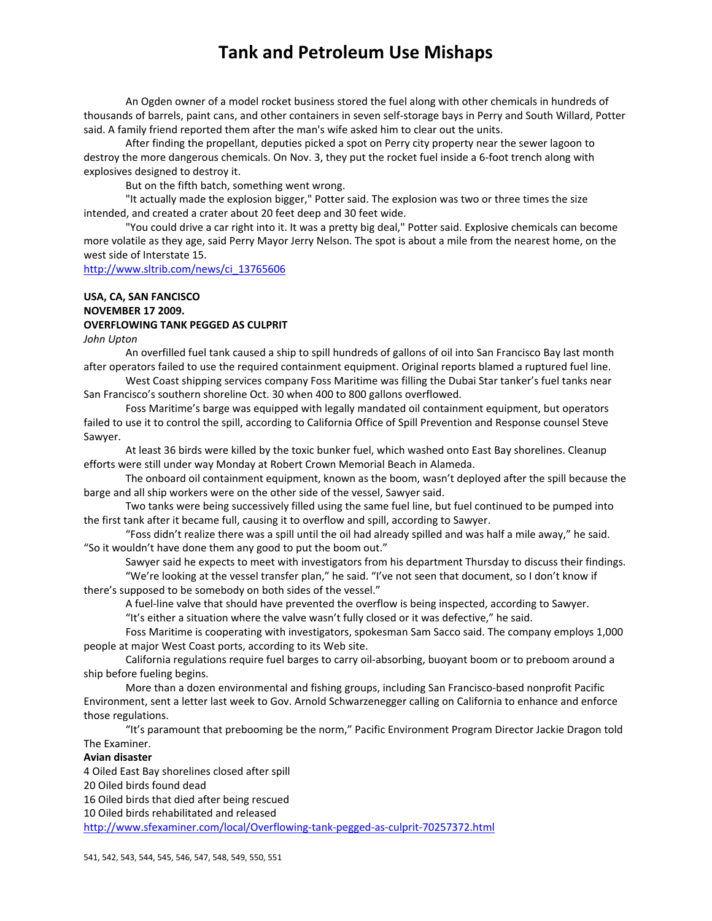# Tank and Petroleum Use Mishaps

An Ogden owner of a model rocket business stored the fuel along with other chemicals in hundreds of thousands of barrels, paint cans, and other containers in seven self-storage bays in Perry and South Willard, Potter said. A family friend reported them after the man's wife asked him to clear out the units.

After finding the propellant, deputies picked a spot on Perry city property near the sewer lagoon to destroy the more dangerous chemicals. On Nov. 3, they put the rocket fuel inside a 6-foot trench along with explosives designed to destroy it.

But on the fifth batch, something went wrong.

"It actually made the explosion bigger," Potter said. The explosion was two or three times the size intended, and created a crater about 20 feet deep and 30 feet wide.

"You could drive a car right into it. It was a pretty big deal," Potter said. Explosive chemicals can become more volatile as they age, said Perry Mayor Jerry Nelson. The spot is about a mile from the nearest home, on the west side of Interstate 15.

http://www.sltrib.com/news/ci_13765606

**USA, CA, SAN FANCISCO**
**NOVEMBER 17 2009.**
**OVERFLOWING TANK PEGGED AS CULPRIT**

*John Upton*

An overfilled fuel tank caused a ship to spill hundreds of gallons of oil into San Francisco Bay last month after operators failed to use the required containment equipment. Original reports blamed a ruptured fuel line.

West Coast shipping services company Foss Maritime was filling the Dubai Star tanker's fuel tanks near San Francisco's southern shoreline Oct. 30 when 400 to 800 gallons overflowed.

Foss Maritime's barge was equipped with legally mandated oil containment equipment, but operators failed to use it to control the spill, according to California Office of Spill Prevention and Response counsel Steve Sawyer.

At least 36 birds were killed by the toxic bunker fuel, which washed onto East Bay shorelines. Cleanup efforts were still under way Monday at Robert Crown Memorial Beach in Alameda.

The onboard oil containment equipment, known as the boom, wasn't deployed after the spill because the barge and all ship workers were on the other side of the vessel, Sawyer said.

Two tanks were being successively filled using the same fuel line, but fuel continued to be pumped into the first tank after it became full, causing it to overflow and spill, according to Sawyer.

"Foss didn't realize there was a spill until the oil had already spilled and was half a mile away," he said. "So it wouldn't have done them any good to put the boom out."

Sawyer said he expects to meet with investigators from his department Thursday to discuss their findings.

"We're looking at the vessel transfer plan," he said. "I've not seen that document, so I don't know if there's supposed to be somebody on both sides of the vessel."

A fuel-line valve that should have prevented the overflow is being inspected, according to Sawyer.

"It's either a situation where the valve wasn't fully closed or it was defective," he said.

Foss Maritime is cooperating with investigators, spokesman Sam Sacco said. The company employs 1,000 people at major West Coast ports, according to its Web site.

California regulations require fuel barges to carry oil-absorbing, buoyant boom or to preboom around a ship before fueling begins.

More than a dozen environmental and fishing groups, including San Francisco-based nonprofit Pacific Environment, sent a letter last week to Gov. Arnold Schwarzenegger calling on California to enhance and enforce those regulations.

"It's paramount that prebooming be the norm," Pacific Environment Program Director Jackie Dragon told The Examiner.

**Avian disaster**

4 Oiled East Bay shorelines closed after spill
20 Oiled birds found dead
16 Oiled birds that died after being rescued
10 Oiled birds rehabilitated and released

http://www.sfexaminer.com/local/Overflowing-tank-pegged-as-culprit-70257372.html

541, 542, 543, 544, 545, 546, 547, 548, 549, 550, 551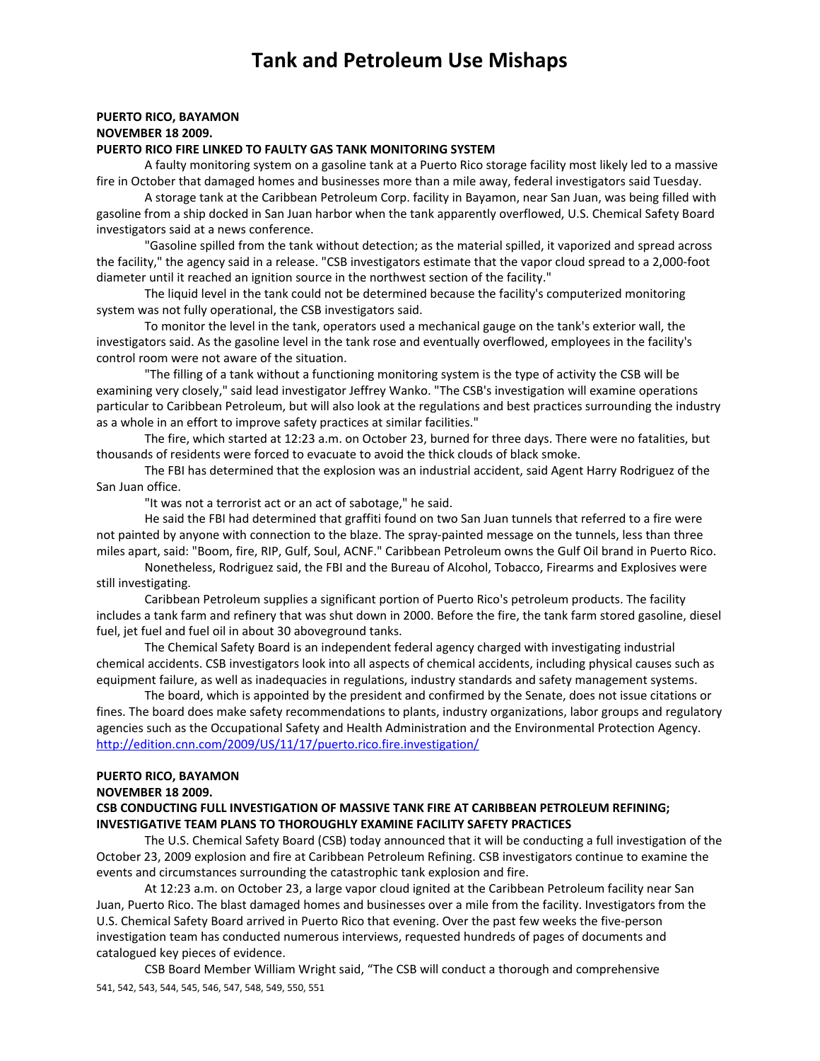# Tank and Petroleum Use Mishaps

**PUERTO RICO, BAYAMON**
**NOVEMBER 18 2009.**
**PUERTO RICO FIRE LINKED TO FAULTY GAS TANK MONITORING SYSTEM**

A faulty monitoring system on a gasoline tank at a Puerto Rico storage facility most likely led to a massive fire in October that damaged homes and businesses more than a mile away, federal investigators said Tuesday.

A storage tank at the Caribbean Petroleum Corp. facility in Bayamon, near San Juan, was being filled with gasoline from a ship docked in San Juan harbor when the tank apparently overflowed, U.S. Chemical Safety Board investigators said at a news conference.

"Gasoline spilled from the tank without detection; as the material spilled, it vaporized and spread across the facility," the agency said in a release. "CSB investigators estimate that the vapor cloud spread to a 2,000-foot diameter until it reached an ignition source in the northwest section of the facility."

The liquid level in the tank could not be determined because the facility's computerized monitoring system was not fully operational, the CSB investigators said.

To monitor the level in the tank, operators used a mechanical gauge on the tank's exterior wall, the investigators said. As the gasoline level in the tank rose and eventually overflowed, employees in the facility's control room were not aware of the situation.

"The filling of a tank without a functioning monitoring system is the type of activity the CSB will be examining very closely," said lead investigator Jeffrey Wanko. "The CSB's investigation will examine operations particular to Caribbean Petroleum, but will also look at the regulations and best practices surrounding the industry as a whole in an effort to improve safety practices at similar facilities."

The fire, which started at 12:23 a.m. on October 23, burned for three days. There were no fatalities, but thousands of residents were forced to evacuate to avoid the thick clouds of black smoke.

The FBI has determined that the explosion was an industrial accident, said Agent Harry Rodriguez of the San Juan office.

"It was not a terrorist act or an act of sabotage," he said.

He said the FBI had determined that graffiti found on two San Juan tunnels that referred to a fire were not painted by anyone with connection to the blaze. The spray-painted message on the tunnels, less than three miles apart, said: "Boom, fire, RIP, Gulf, Soul, ACNF." Caribbean Petroleum owns the Gulf Oil brand in Puerto Rico.

Nonetheless, Rodriguez said, the FBI and the Bureau of Alcohol, Tobacco, Firearms and Explosives were still investigating.

Caribbean Petroleum supplies a significant portion of Puerto Rico's petroleum products. The facility includes a tank farm and refinery that was shut down in 2000. Before the fire, the tank farm stored gasoline, diesel fuel, jet fuel and fuel oil in about 30 aboveground tanks.

The Chemical Safety Board is an independent federal agency charged with investigating industrial chemical accidents. CSB investigators look into all aspects of chemical accidents, including physical causes such as equipment failure, as well as inadequacies in regulations, industry standards and safety management systems.

The board, which is appointed by the president and confirmed by the Senate, does not issue citations or fines. The board does make safety recommendations to plants, industry organizations, labor groups and regulatory agencies such as the Occupational Safety and Health Administration and the Environmental Protection Agency.
http://edition.cnn.com/2009/US/11/17/puerto.rico.fire.investigation/

**PUERTO RICO, BAYAMON**
**NOVEMBER 18 2009.**
**CSB CONDUCTING FULL INVESTIGATION OF MASSIVE TANK FIRE AT CARIBBEAN PETROLEUM REFINING; INVESTIGATIVE TEAM PLANS TO THOROUGHLY EXAMINE FACILITY SAFETY PRACTICES**

The U.S. Chemical Safety Board (CSB) today announced that it will be conducting a full investigation of the October 23, 2009 explosion and fire at Caribbean Petroleum Refining. CSB investigators continue to examine the events and circumstances surrounding the catastrophic tank explosion and fire.

At 12:23 a.m. on October 23, a large vapor cloud ignited at the Caribbean Petroleum facility near San Juan, Puerto Rico. The blast damaged homes and businesses over a mile from the facility. Investigators from the U.S. Chemical Safety Board arrived in Puerto Rico that evening. Over the past few weeks the five-person investigation team has conducted numerous interviews, requested hundreds of pages of documents and catalogued key pieces of evidence.

CSB Board Member William Wright said, "The CSB will conduct a thorough and comprehensive

541, 542, 543, 544, 545, 546, 547, 548, 549, 550, 551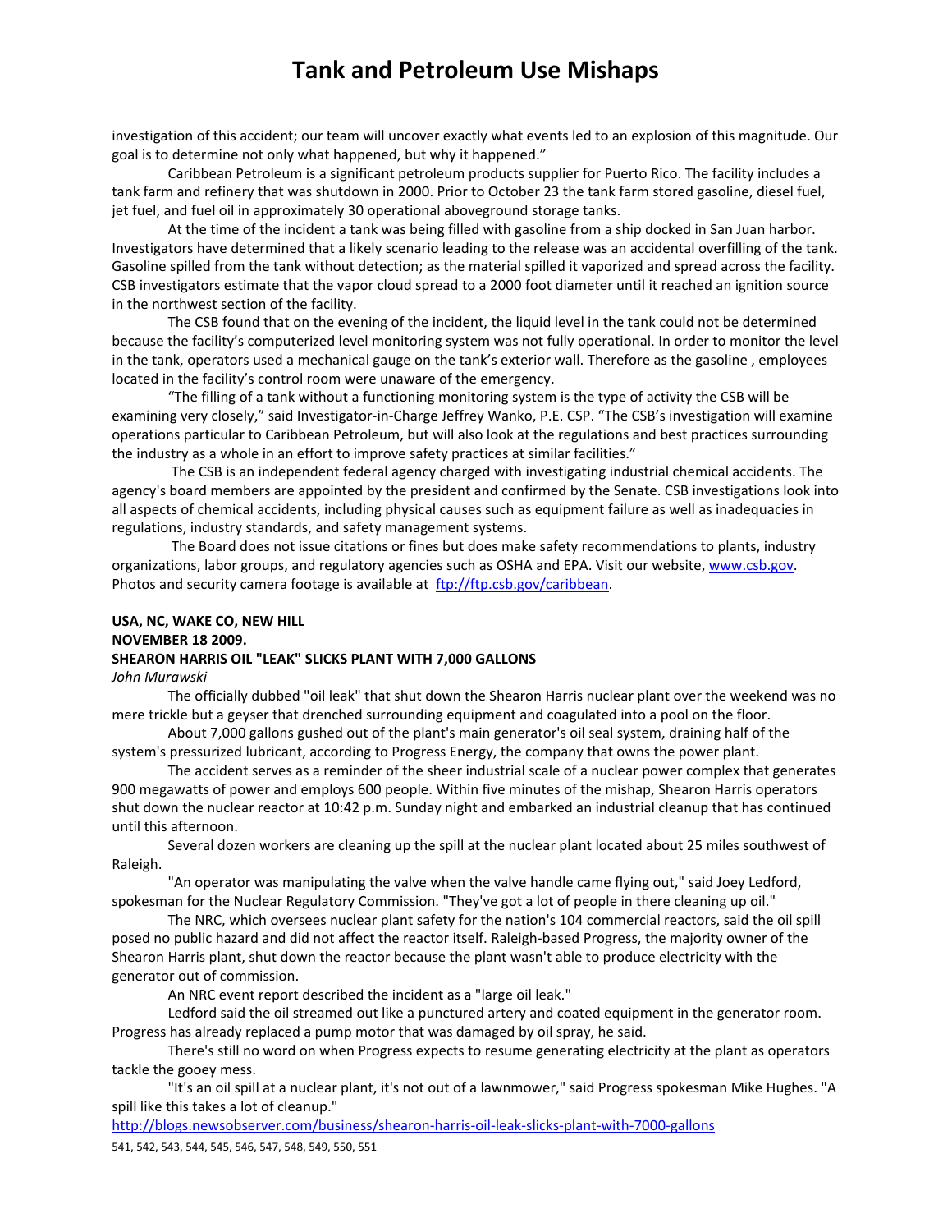investigation of this accident; our team will uncover exactly what events led to an explosion of this magnitude. Our goal is to determine not only what happened, but why it happened."

Caribbean Petroleum is a significant petroleum products supplier for Puerto Rico. The facility includes a tank farm and refinery that was shutdown in 2000. Prior to October 23 the tank farm stored gasoline, diesel fuel, jet fuel, and fuel oil in approximately 30 operational aboveground storage tanks.

At the time of the incident a tank was being filled with gasoline from a ship docked in San Juan harbor. Investigators have determined that a likely scenario leading to the release was an accidental overfilling of the tank. Gasoline spilled from the tank without detection; as the material spilled it vaporized and spread across the facility. CSB investigators estimate that the vapor cloud spread to a 2000 foot diameter until it reached an ignition source in the northwest section of the facility.

The CSB found that on the evening of the incident, the liquid level in the tank could not be determined because the facility's computerized level monitoring system was not fully operational. In order to monitor the level in the tank, operators used a mechanical gauge on the tank's exterior wall. Therefore as the gasoline , employees located in the facility's control room were unaware of the emergency.

"The filling of a tank without a functioning monitoring system is the type of activity the CSB will be examining very closely," said Investigator-in-Charge Jeffrey Wanko, P.E. CSP. "The CSB's investigation will examine operations particular to Caribbean Petroleum, but will also look at the regulations and best practices surrounding the industry as a whole in an effort to improve safety practices at similar facilities."

The CSB is an independent federal agency charged with investigating industrial chemical accidents. The agency's board members are appointed by the president and confirmed by the Senate. CSB investigations look into all aspects of chemical accidents, including physical causes such as equipment failure as well as inadequacies in regulations, industry standards, and safety management systems.

The Board does not issue citations or fines but does make safety recommendations to plants, industry organizations, labor groups, and regulatory agencies such as OSHA and EPA. Visit our website, www.csb.gov. Photos and security camera footage is available at ftp://ftp.csb.gov/caribbean.

**USA, NC, WAKE CO, NEW HILL**
**NOVEMBER 18 2009.**
**SHEARON HARRIS OIL "LEAK" SLICKS PLANT WITH 7,000 GALLONS**
*John Murawski*

The officially dubbed "oil leak" that shut down the Shearon Harris nuclear plant over the weekend was no mere trickle but a geyser that drenched surrounding equipment and coagulated into a pool on the floor.

About 7,000 gallons gushed out of the plant's main generator's oil seal system, draining half of the system's pressurized lubricant, according to Progress Energy, the company that owns the power plant.

The accident serves as a reminder of the sheer industrial scale of a nuclear power complex that generates 900 megawatts of power and employs 600 people. Within five minutes of the mishap, Shearon Harris operators shut down the nuclear reactor at 10:42 p.m. Sunday night and embarked an industrial cleanup that has continued until this afternoon.

Several dozen workers are cleaning up the spill at the nuclear plant located about 25 miles southwest of Raleigh.

"An operator was manipulating the valve when the valve handle came flying out," said Joey Ledford, spokesman for the Nuclear Regulatory Commission. "They've got a lot of people in there cleaning up oil."

The NRC, which oversees nuclear plant safety for the nation's 104 commercial reactors, said the oil spill posed no public hazard and did not affect the reactor itself. Raleigh-based Progress, the majority owner of the Shearon Harris plant, shut down the reactor because the plant wasn't able to produce electricity with the generator out of commission.

An NRC event report described the incident as a "large oil leak."

Ledford said the oil streamed out like a punctured artery and coated equipment in the generator room. Progress has already replaced a pump motor that was damaged by oil spray, he said.

There's still no word on when Progress expects to resume generating electricity at the plant as operators tackle the gooey mess.

"It's an oil spill at a nuclear plant, it's not out of a lawnmower," said Progress spokesman Mike Hughes. "A spill like this takes a lot of cleanup."

http://blogs.newsobserver.com/business/shearon-harris-oil-leak-slicks-plant-with-7000-gallons

541, 542, 543, 544, 545, 546, 547, 548, 549, 550, 551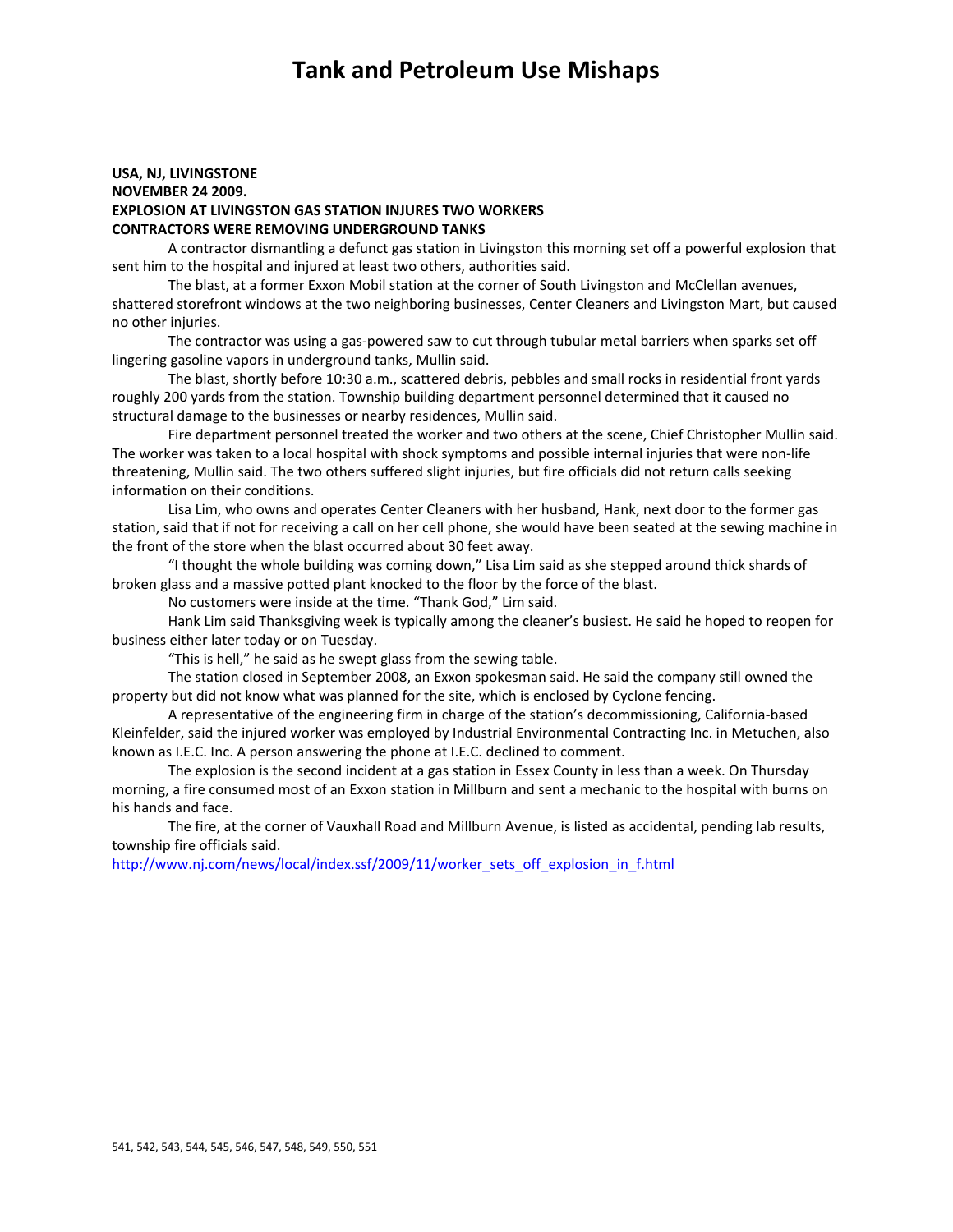# Tank and Petroleum Use Mishaps

**USA, NJ, LIVINGSTONE**
**NOVEMBER 24 2009.**
**EXPLOSION AT LIVINGSTON GAS STATION INJURES TWO WORKERS**
**CONTRACTORS WERE REMOVING UNDERGROUND TANKS**

A contractor dismantling a defunct gas station in Livingston this morning set off a powerful explosion that sent him to the hospital and injured at least two others, authorities said.

The blast, at a former Exxon Mobil station at the corner of South Livingston and McClellan avenues, shattered storefront windows at the two neighboring businesses, Center Cleaners and Livingston Mart, but caused no other injuries.

The contractor was using a gas-powered saw to cut through tubular metal barriers when sparks set off lingering gasoline vapors in underground tanks, Mullin said.

The blast, shortly before 10:30 a.m., scattered debris, pebbles and small rocks in residential front yards roughly 200 yards from the station. Township building department personnel determined that it caused no structural damage to the businesses or nearby residences, Mullin said.

Fire department personnel treated the worker and two others at the scene, Chief Christopher Mullin said. The worker was taken to a local hospital with shock symptoms and possible internal injuries that were non-life threatening, Mullin said. The two others suffered slight injuries, but fire officials did not return calls seeking information on their conditions.

Lisa Lim, who owns and operates Center Cleaners with her husband, Hank, next door to the former gas station, said that if not for receiving a call on her cell phone, she would have been seated at the sewing machine in the front of the store when the blast occurred about 30 feet away.

"I thought the whole building was coming down," Lisa Lim said as she stepped around thick shards of broken glass and a massive potted plant knocked to the floor by the force of the blast.

No customers were inside at the time. "Thank God," Lim said.

Hank Lim said Thanksgiving week is typically among the cleaner's busiest. He said he hoped to reopen for business either later today or on Tuesday.

"This is hell," he said as he swept glass from the sewing table.

The station closed in September 2008, an Exxon spokesman said. He said the company still owned the property but did not know what was planned for the site, which is enclosed by Cyclone fencing.

A representative of the engineering firm in charge of the station's decommissioning, California-based Kleinfelder, said the injured worker was employed by Industrial Environmental Contracting Inc. in Metuchen, also known as I.E.C. Inc. A person answering the phone at I.E.C. declined to comment.

The explosion is the second incident at a gas station in Essex County in less than a week. On Thursday morning, a fire consumed most of an Exxon station in Millburn and sent a mechanic to the hospital with burns on his hands and face.

The fire, at the corner of Vauxhall Road and Millburn Avenue, is listed as accidental, pending lab results, township fire officials said.

http://www.nj.com/news/local/index.ssf/2009/11/worker_sets_off_explosion_in_f.html

541, 542, 543, 544, 545, 546, 547, 548, 549, 550, 551